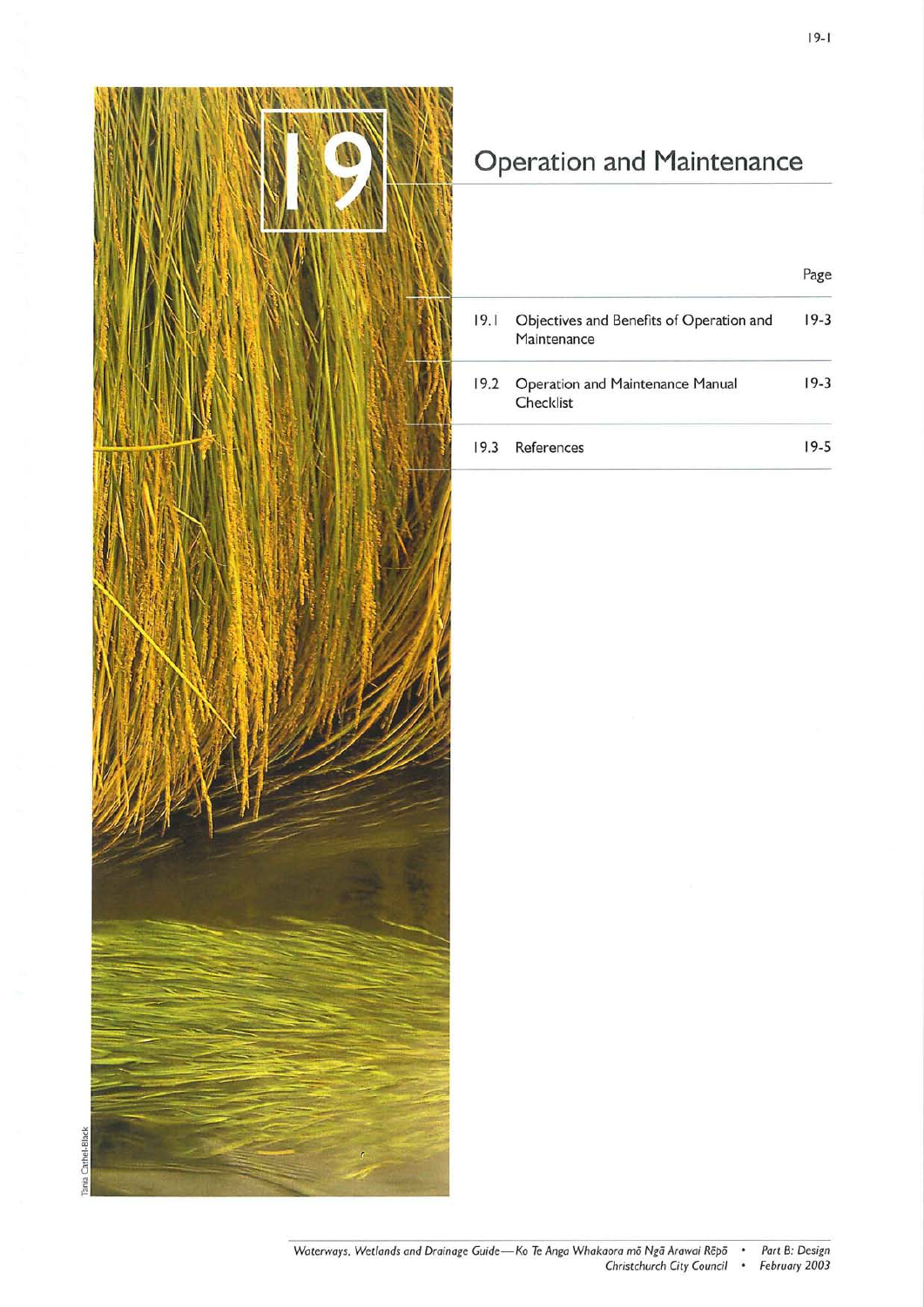# 19 Operation and Maintenance

| | | Page |
|---|---|---|
| 19.1 | Objectives and Benefits of Operation and Maintenance | 19-3 |
| 19.2 | Operation and Maintenance Manual Checklist | 19-3 |
| 19.3 | References | 19-5 |

Tania Cathel-Black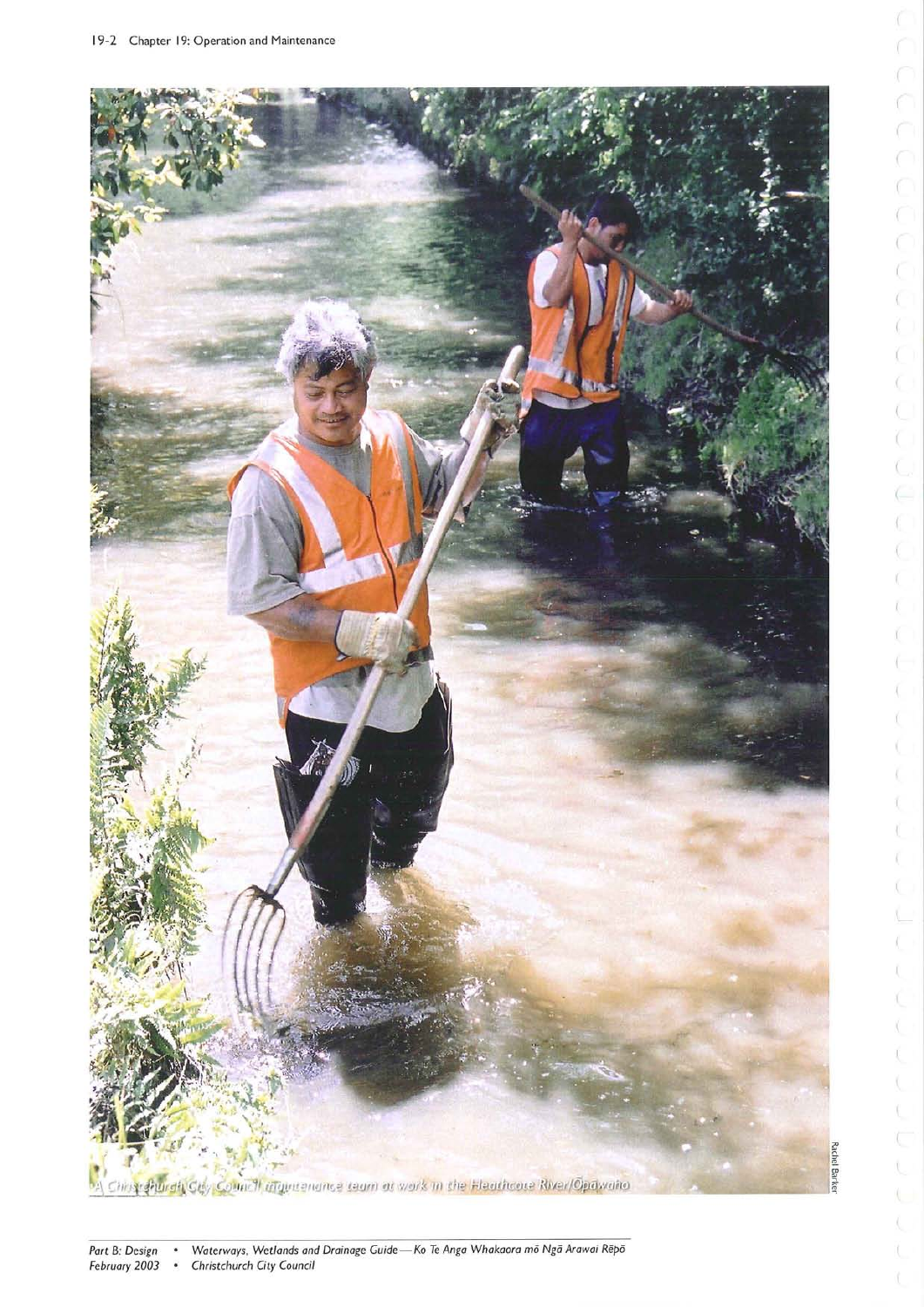A Christchurch City Council maintenance team at work in the Heathcote River/Ōpāwaho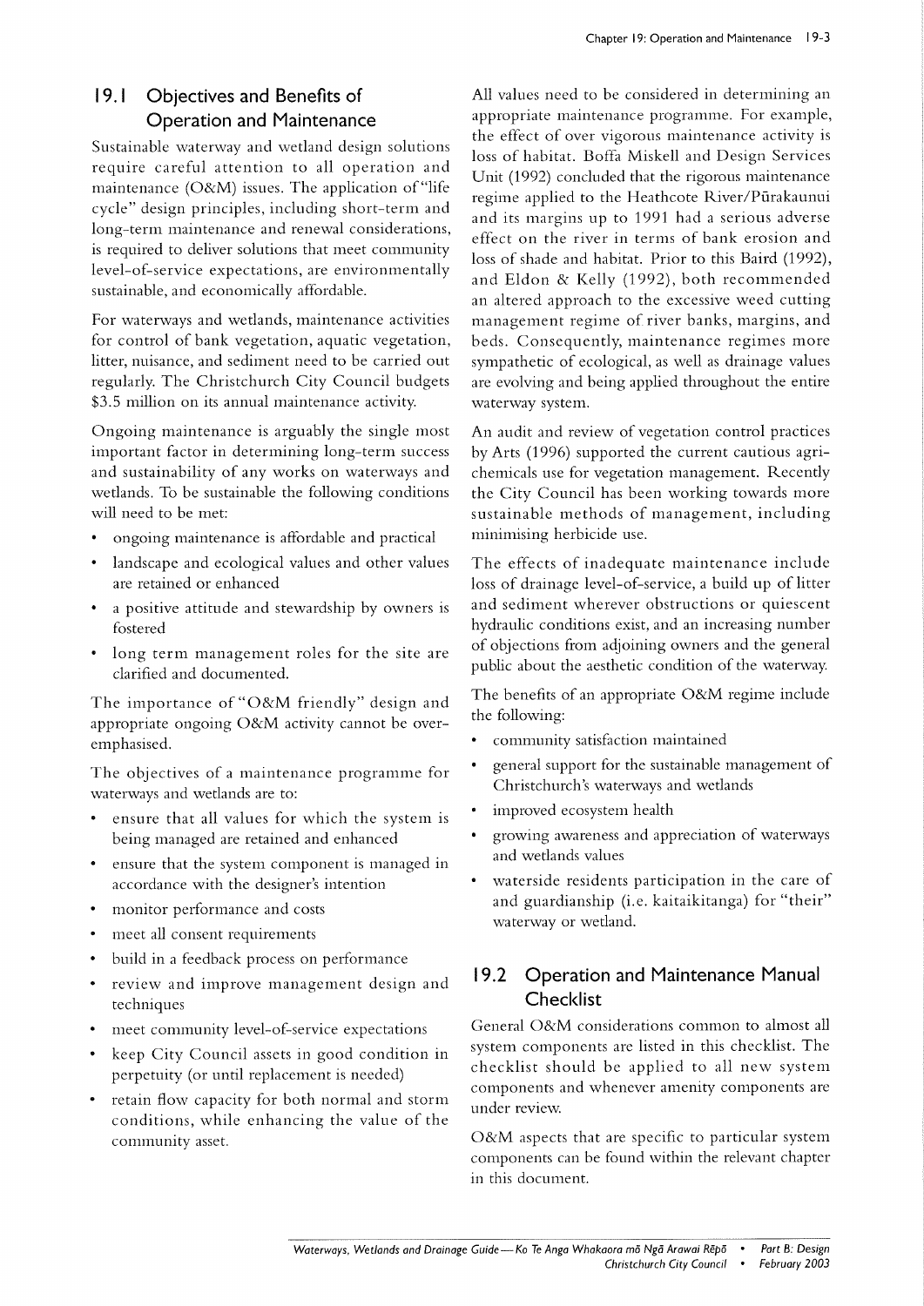## 19.1 Objectives and Benefits of Operation and Maintenance

Sustainable waterway and wetland design solutions require careful attention to all operation and maintenance (O&M) issues. The application of "life cycle" design principles, including short-term and long-term maintenance and renewal considerations, is required to deliver solutions that meet community level-of-service expectations, are environmentally sustainable, and economically affordable.

For waterways and wetlands, maintenance activities for control of bank vegetation, aquatic vegetation, litter, nuisance, and sediment need to be carried out regularly. The Christchurch City Council budgets $3.5 million on its annual maintenance activity.

Ongoing maintenance is arguably the single most important factor in determining long-term success and sustainability of any works on waterways and wetlands. To be sustainable the following conditions will need to be met:

- ongoing maintenance is affordable and practical
- landscape and ecological values and other values are retained or enhanced
- a positive attitude and stewardship by owners is fostered
- long term management roles for the site are clarified and documented.

The importance of "O&M friendly" design and appropriate ongoing O&M activity cannot be over-emphasised.

The objectives of a maintenance programme for waterways and wetlands are to:

- ensure that all values for which the system is being managed are retained and enhanced
- ensure that the system component is managed in accordance with the designer's intention
- monitor performance and costs
- meet all consent requirements
- build in a feedback process on performance
- review and improve management design and techniques
- meet community level-of-service expectations
- keep City Council assets in good condition in perpetuity (or until replacement is needed)
- retain flow capacity for both normal and storm conditions, while enhancing the value of the community asset.

All values need to be considered in determining an appropriate maintenance programme. For example, the effect of over vigorous maintenance activity is loss of habitat. Boffa Miskell and Design Services Unit (1992) concluded that the rigorous maintenance regime applied to the Heathcote River/Pūrakaunui and its margins up to 1991 had a serious adverse effect on the river in terms of bank erosion and loss of shade and habitat. Prior to this Baird (1992), and Eldon & Kelly (1992), both recommended an altered approach to the excessive weed cutting management regime of river banks, margins, and beds. Consequently, maintenance regimes more sympathetic of ecological, as well as drainage values are evolving and being applied throughout the entire waterway system.

An audit and review of vegetation control practices by Arts (1996) supported the current cautious agri-chemicals use for vegetation management. Recently the City Council has been working towards more sustainable methods of management, including minimising herbicide use.

The effects of inadequate maintenance include loss of drainage level-of-service, a build up of litter and sediment wherever obstructions or quiescent hydraulic conditions exist, and an increasing number of objections from adjoining owners and the general public about the aesthetic condition of the waterway.

The benefits of an appropriate O&M regime include the following:

- community satisfaction maintained
- general support for the sustainable management of Christchurch's waterways and wetlands
- improved ecosystem health
- growing awareness and appreciation of waterways and wetlands values
- waterside residents participation in the care of and guardianship (i.e. kaitaikitanga) for "their" waterway or wetland.

## 19.2 Operation and Maintenance Manual Checklist

General O&M considerations common to almost all system components are listed in this checklist. The checklist should be applied to all new system components and whenever amenity components are under review.

O&M aspects that are specific to particular system components can be found within the relevant chapter in this document.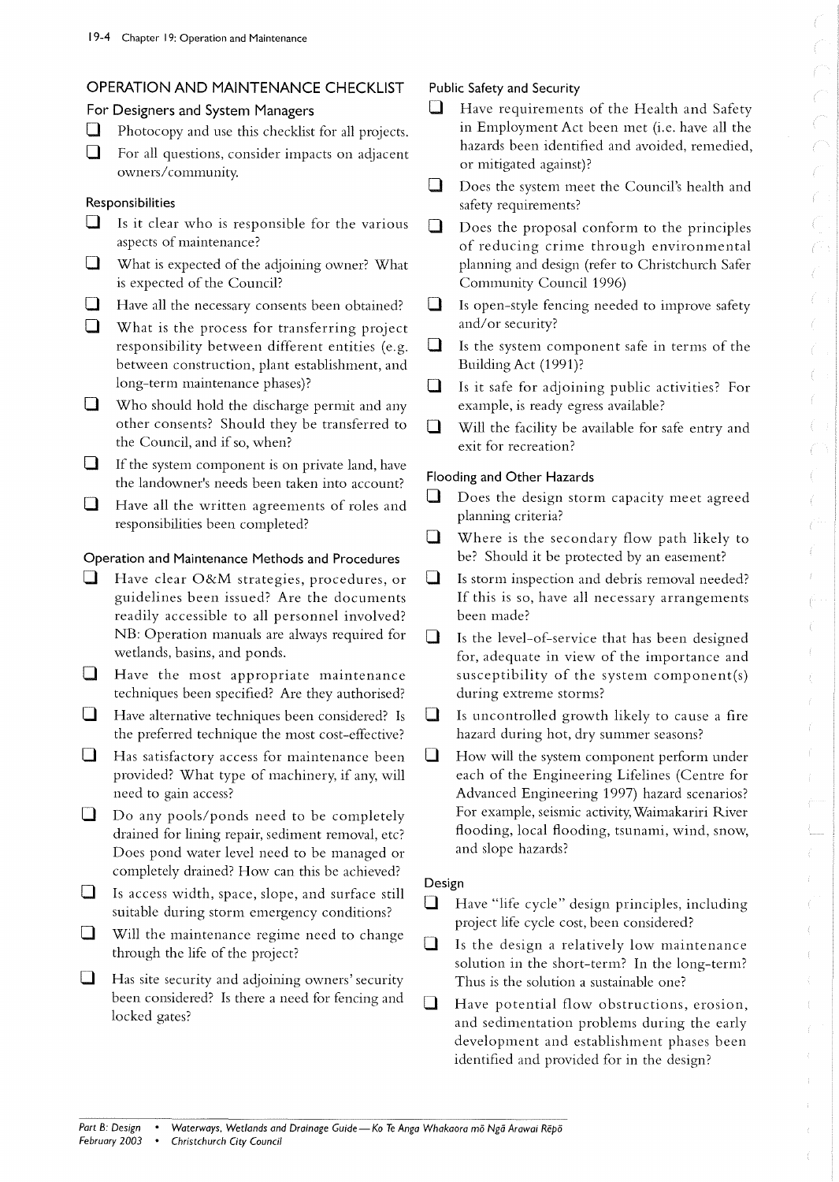## OPERATION AND MAINTENANCE CHECKLIST

### For Designers and System Managers

- ☐ Photocopy and use this checklist for all projects.
- ☐ For all questions, consider impacts on adjacent owners/community.

#### Responsibilities

- ☐ Is it clear who is responsible for the various aspects of maintenance?
- ☐ What is expected of the adjoining owner? What is expected of the Council?
- ☐ Have all the necessary consents been obtained?
- ☐ What is the process for transferring project responsibility between different entities (e.g. between construction, plant establishment, and long-term maintenance phases)?
- ☐ Who should hold the discharge permit and any other consents? Should they be transferred to the Council, and if so, when?
- ☐ If the system component is on private land, have the landowner's needs been taken into account?
- ☐ Have all the written agreements of roles and responsibilities been completed?

#### Operation and Maintenance Methods and Procedures

- ☐ Have clear O&M strategies, procedures, or guidelines been issued? Are the documents readily accessible to all personnel involved? NB: Operation manuals are always required for wetlands, basins, and ponds.
- ☐ Have the most appropriate maintenance techniques been specified? Are they authorised?
- ☐ Have alternative techniques been considered? Is the preferred technique the most cost-effective?
- ☐ Has satisfactory access for maintenance been provided? What type of machinery, if any, will need to gain access?
- ☐ Do any pools/ponds need to be completely drained for lining repair, sediment removal, etc? Does pond water level need to be managed or completely drained? How can this be achieved?
- ☐ Is access width, space, slope, and surface still suitable during storm emergency conditions?
- ☐ Will the maintenance regime need to change through the life of the project?
- ☐ Has site security and adjoining owners' security been considered? Is there a need for fencing and locked gates?

#### Public Safety and Security

- ☐ Have requirements of the Health and Safety in Employment Act been met (i.e. have all the hazards been identified and avoided, remedied, or mitigated against)?
- ☐ Does the system meet the Council's health and safety requirements?
- ☐ Does the proposal conform to the principles of reducing crime through environmental planning and design (refer to Christchurch Safer Community Council 1996)
- ☐ Is open-style fencing needed to improve safety and/or security?
- ☐ Is the system component safe in terms of the Building Act (1991)?
- ☐ Is it safe for adjoining public activities? For example, is ready egress available?
- ☐ Will the facility be available for safe entry and exit for recreation?

#### Flooding and Other Hazards

- ☐ Does the design storm capacity meet agreed planning criteria?
- ☐ Where is the secondary flow path likely to be? Should it be protected by an easement?
- ☐ Is storm inspection and debris removal needed? If this is so, have all necessary arrangements been made?
- ☐ Is the level-of-service that has been designed for, adequate in view of the importance and susceptibility of the system component(s) during extreme storms?
- ☐ Is uncontrolled growth likely to cause a fire hazard during hot, dry summer seasons?
- ☐ How will the system component perform under each of the Engineering Lifelines (Centre for Advanced Engineering 1997) hazard scenarios? For example, seismic activity, Waimakariri River flooding, local flooding, tsunami, wind, snow, and slope hazards?

#### Design

- ☐ Have "life cycle" design principles, including project life cycle cost, been considered?
- ☐ Is the design a relatively low maintenance solution in the short-term? In the long-term? Thus is the solution a sustainable one?
- ☐ Have potential flow obstructions, erosion, and sedimentation problems during the early development and establishment phases been identified and provided for in the design?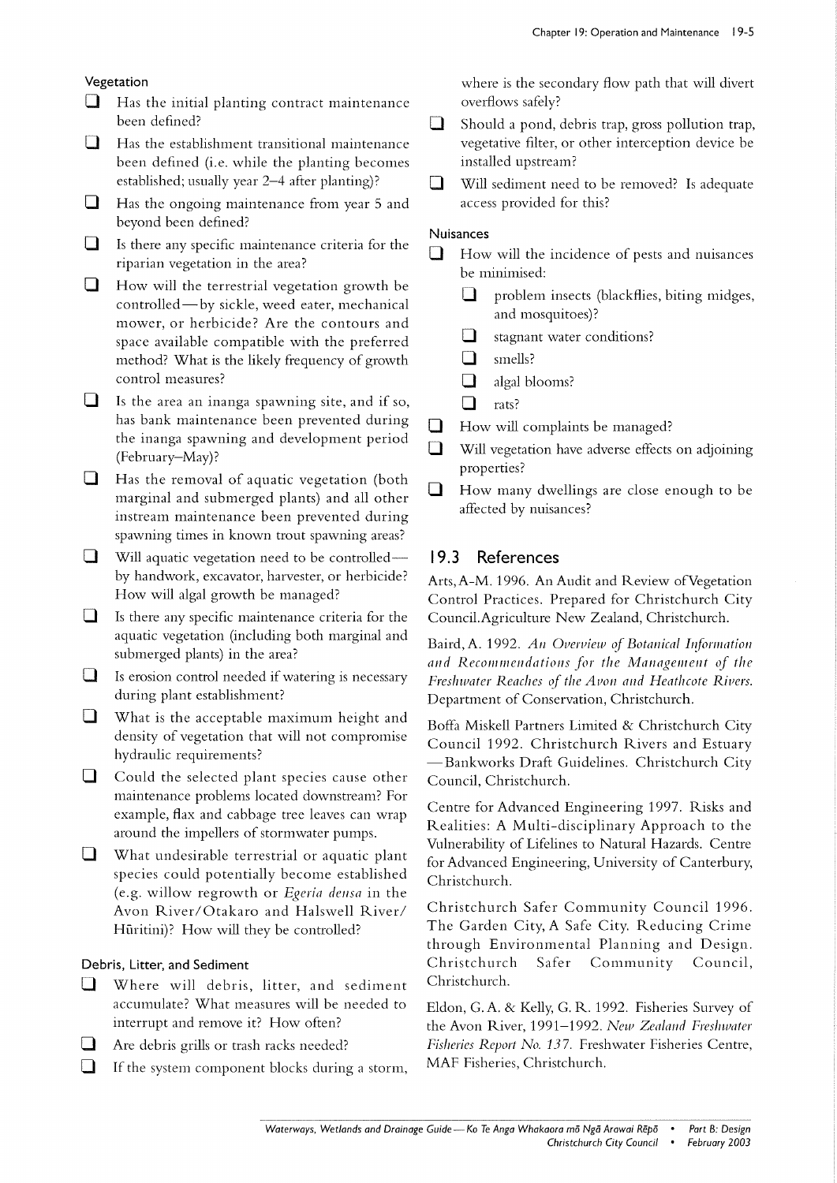### Vegetation

- ☐ Has the initial planting contract maintenance been defined?
- ☐ Has the establishment transitional maintenance been defined (i.e. while the planting becomes established; usually year 2–4 after planting)?
- ☐ Has the ongoing maintenance from year 5 and beyond been defined?
- ☐ Is there any specific maintenance criteria for the riparian vegetation in the area?
- ☐ How will the terrestrial vegetation growth be controlled—by sickle, weed eater, mechanical mower, or herbicide? Are the contours and space available compatible with the preferred method? What is the likely frequency of growth control measures?
- ☐ Is the area an inanga spawning site, and if so, has bank maintenance been prevented during the inanga spawning and development period (February–May)?
- ☐ Has the removal of aquatic vegetation (both marginal and submerged plants) and all other instream maintenance been prevented during spawning times in known trout spawning areas?
- ☐ Will aquatic vegetation need to be controlled—by handwork, excavator, harvester, or herbicide? How will algal growth be managed?
- ☐ Is there any specific maintenance criteria for the aquatic vegetation (including both marginal and submerged plants) in the area?
- ☐ Is erosion control needed if watering is necessary during plant establishment?
- ☐ What is the acceptable maximum height and density of vegetation that will not compromise hydraulic requirements?
- ☐ Could the selected plant species cause other maintenance problems located downstream? For example, flax and cabbage tree leaves can wrap around the impellers of stormwater pumps.
- ☐ What undesirable terrestrial or aquatic plant species could potentially become established (e.g. willow regrowth or *Egeria densa* in the Avon River/Otakaro and Halswell River/Hūritini)? How will they be controlled?

### Debris, Litter, and Sediment

- ☐ Where will debris, litter, and sediment accumulate? What measures will be needed to interrupt and remove it? How often?
- ☐ Are debris grills or trash racks needed?
- ☐ If the system component blocks during a storm, where is the secondary flow path that will divert overflows safely?
- ☐ Should a pond, debris trap, gross pollution trap, vegetative filter, or other interception device be installed upstream?
- ☐ Will sediment need to be removed? Is adequate access provided for this?

### Nuisances

- ☐ How will the incidence of pests and nuisances be minimised:
  - ☐ problem insects (blackflies, biting midges, and mosquitoes)?
  - ☐ stagnant water conditions?
  - ☐ smells?
  - ☐ algal blooms?
  - ☐ rats?
- ☐ How will complaints be managed?
- ☐ Will vegetation have adverse effects on adjoining properties?
- ☐ How many dwellings are close enough to be affected by nuisances?

## 19.3 References

Arts, A-M. 1996. An Audit and Review of Vegetation Control Practices. Prepared for Christchurch City Council. Agriculture New Zealand, Christchurch.

Baird, A. 1992. *An Overview of Botanical Information and Recommendations for the Management of the Freshwater Reaches of the Avon and Heathcote Rivers.* Department of Conservation, Christchurch.

Boffa Miskell Partners Limited & Christchurch City Council 1992. Christchurch Rivers and Estuary —Bankworks Draft Guidelines. Christchurch City Council, Christchurch.

Centre for Advanced Engineering 1997. Risks and Realities: A Multi-disciplinary Approach to the Vulnerability of Lifelines to Natural Hazards. Centre for Advanced Engineering, University of Canterbury, Christchurch.

Christchurch Safer Community Council 1996. The Garden City, A Safe City. Reducing Crime through Environmental Planning and Design. Christchurch Safer Community Council, Christchurch.

Eldon, G. A. & Kelly, G. R. 1992. Fisheries Survey of the Avon River, 1991–1992. *New Zealand Freshwater Fisheries Report No. 137.* Freshwater Fisheries Centre, MAF Fisheries, Christchurch.